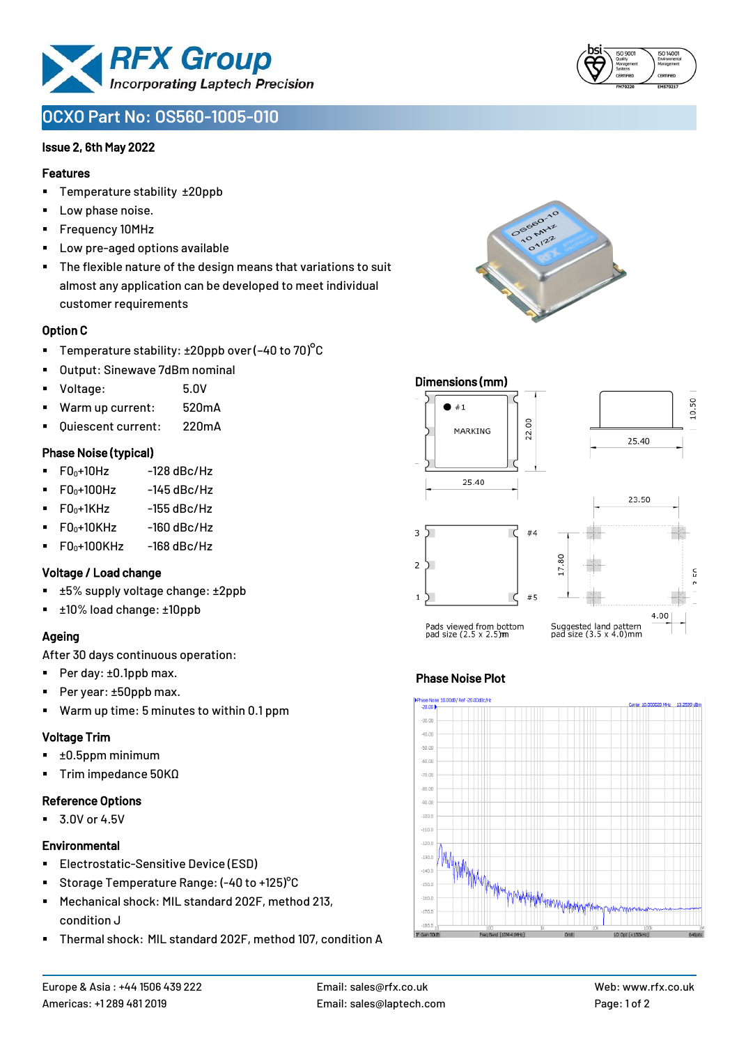# OCXO Part No: OS560-1005-010

**Issue 2, 6th May 2022**

## Features

- Temperature stability ±20ppb
- Low phase noise.
- Frequency 10MHz
- Low pre-aged options available
- The flexible nature of the design means that variations to suit almost any application can be developed to meet individual customer requirements

## Option C

- Temperature stability: ±20ppb over (−40 to 70)°C
- Output: Sinewave 7dBm nominal
- Voltage: 5.0V
- Warm up current: 520mA
- Quiescent current: 220mA

## Phase Noise (typical)

- $F0_0$+10Hz -128 dBc/Hz
- $F0_0$+100Hz -145 dBc/Hz
- $F0_0$+1KHz -155 dBc/Hz
- $F0_0$+10KHz -160 dBc/Hz
- $F0_0$+100KHz -168 dBc/Hz

## Voltage / Load change

- ±5% supply voltage change: ±2ppb
- ±10% load change: ±10ppb

## Ageing

After 30 days continuous operation:

- Per day: ±0.1ppb max.
- Per year: ±50ppb max.
- Warm up time: 5 minutes to within 0.1 ppm

## Voltage Trim

- ±0.5ppm minimum
- Trim impedance 50KΩ

## Reference Options

- 3.0V or 4.5V

## Environmental

- Electrostatic-Sensitive Device (ESD)
- Storage Temperature Range: (-40 to +125)°C
- Mechanical shock: MIL standard 202F, method 213, condition J
- Thermal shock: MIL standard 202F, method 107, condition A

## Dimensions (mm)

Pads viewed from bottom pad size (2.5 x 2.5)mm

Suggested land pattern pad size (3.5 x 4.0)mm

## Phase Noise Plot

Europe & Asia : +44 1506 439 222 | Email: sales@rfx.co.uk | Web: www.rfx.co.uk

Americas: +1 289 481 2019 | Email: sales@laptech.com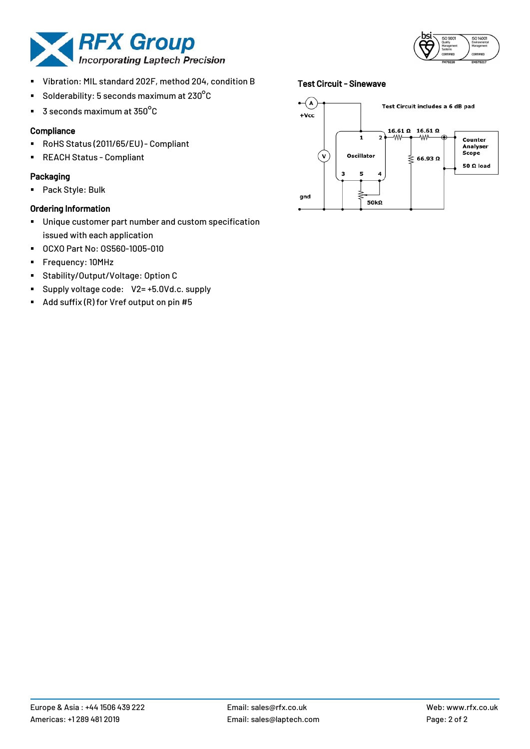- Vibration: MIL standard 202F, method 204, condition B
- Solderability: 5 seconds maximum at 230°C
- 3 seconds maximum at 350°C

### Compliance

- RoHS Status (2011/65/EU) - Compliant
- REACH Status - Compliant

### Packaging

- Pack Style: Bulk

### Ordering Information

- Unique customer part number and custom specification issued with each application
- OCXO Part No: OS560-1005-010
- Frequency: 10MHz
- Stability/Output/Voltage: Option C
- Supply voltage code: V2= +5.0Vd.c. supply
- Add suffix (R) for Vref output on pin #5

### Test Circuit - Sinewave

Test Circuit includes a 6 dB pad

A
+Vcc
V
Oscillator
1
2
3
5
4
16.61 Ω
16.61 Ω
66.93 Ω
Counter
Analyser
Scope
50 Ω load
gnd
50kΩ